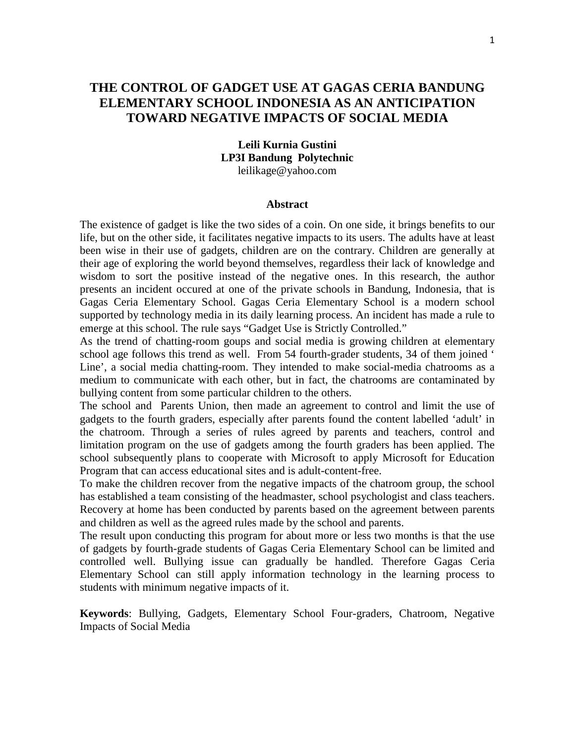# THE CONTROL OF GADGET USE AT GAGAS CERIA BANDUNG ELEMENTARY SCHOOL INDONESIA AS AN ANTICIPATION TOWARD NEGATIVE IMPACTS OF SOCIAL MEDIA

**Leili Kurnia Gustini**
**LP3I Bandung Polytechnic**
leilikage@yahoo.com

## Abstract

The existence of gadget is like the two sides of a coin. On one side, it brings benefits to our life, but on the other side, it facilitates negative impacts to its users. The adults have at least been wise in their use of gadgets, children are on the contrary. Children are generally at their age of exploring the world beyond themselves, regardless their lack of knowledge and wisdom to sort the positive instead of the negative ones. In this research, the author presents an incident occured at one of the private schools in Bandung, Indonesia, that is Gagas Ceria Elementary School. Gagas Ceria Elementary School is a modern school supported by technology media in its daily learning process. An incident has made a rule to emerge at this school. The rule says "Gadget Use is Strictly Controlled."

As the trend of chatting-room goups and social media is growing children at elementary school age follows this trend as well. From 54 fourth-grader students, 34 of them joined ' Line', a social media chatting-room. They intended to make social-media chatrooms as a medium to communicate with each other, but in fact, the chatrooms are contaminated by bullying content from some particular children to the others.

The school and Parents Union, then made an agreement to control and limit the use of gadgets to the fourth graders, especially after parents found the content labelled 'adult' in the chatroom. Through a series of rules agreed by parents and teachers, control and limitation program on the use of gadgets among the fourth graders has been applied. The school subsequently plans to cooperate with Microsoft to apply Microsoft for Education Program that can access educational sites and is adult-content-free.

To make the children recover from the negative impacts of the chatroom group, the school has established a team consisting of the headmaster, school psychologist and class teachers. Recovery at home has been conducted by parents based on the agreement between parents and children as well as the agreed rules made by the school and parents.

The result upon conducting this program for about more or less two months is that the use of gadgets by fourth-grade students of Gagas Ceria Elementary School can be limited and controlled well. Bullying issue can gradually be handled. Therefore Gagas Ceria Elementary School can still apply information technology in the learning process to students with minimum negative impacts of it.

**Keywords**: Bullying, Gadgets, Elementary School Four-graders, Chatroom, Negative Impacts of Social Media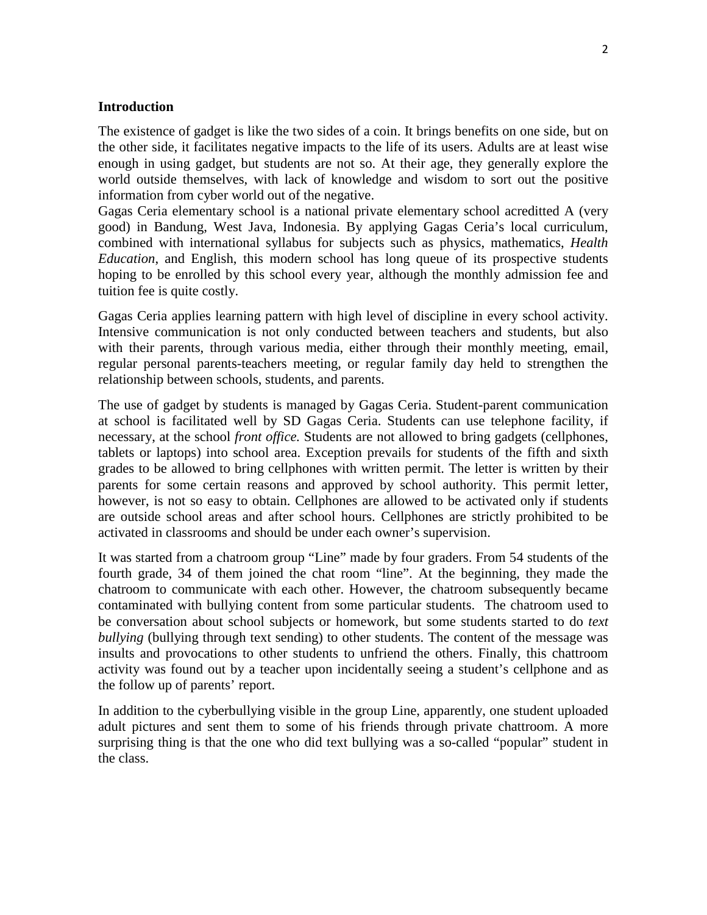### Introduction

The existence of gadget is like the two sides of a coin. It brings benefits on one side, but on the other side, it facilitates negative impacts to the life of its users. Adults are at least wise enough in using gadget, but students are not so. At their age, they generally explore the world outside themselves, with lack of knowledge and wisdom to sort out the positive information from cyber world out of the negative.

Gagas Ceria elementary school is a national private elementary school acreditted A (very good) in Bandung, West Java, Indonesia. By applying Gagas Ceria's local curriculum, combined with international syllabus for subjects such as physics, mathematics, *Health Education*, and English, this modern school has long queue of its prospective students hoping to be enrolled by this school every year, although the monthly admission fee and tuition fee is quite costly.

Gagas Ceria applies learning pattern with high level of discipline in every school activity. Intensive communication is not only conducted between teachers and students, but also with their parents, through various media, either through their monthly meeting, email, regular personal parents-teachers meeting, or regular family day held to strengthen the relationship between schools, students, and parents.

The use of gadget by students is managed by Gagas Ceria. Student-parent communication at school is facilitated well by SD Gagas Ceria. Students can use telephone facility, if necessary, at the school *front office.* Students are not allowed to bring gadgets (cellphones, tablets or laptops) into school area. Exception prevails for students of the fifth and sixth grades to be allowed to bring cellphones with written permit. The letter is written by their parents for some certain reasons and approved by school authority. This permit letter, however, is not so easy to obtain. Cellphones are allowed to be activated only if students are outside school areas and after school hours. Cellphones are strictly prohibited to be activated in classrooms and should be under each owner's supervision.

It was started from a chatroom group "Line" made by four graders. From 54 students of the fourth grade, 34 of them joined the chat room "line". At the beginning, they made the chatroom to communicate with each other. However, the chatroom subsequently became contaminated with bullying content from some particular students. The chatroom used to be conversation about school subjects or homework, but some students started to do *text bullying* (bullying through text sending) to other students. The content of the message was insults and provocations to other students to unfriend the others. Finally, this chattroom activity was found out by a teacher upon incidentally seeing a student's cellphone and as the follow up of parents' report.

In addition to the cyberbullying visible in the group Line, apparently, one student uploaded adult pictures and sent them to some of his friends through private chattroom. A more surprising thing is that the one who did text bullying was a so-called "popular" student in the class.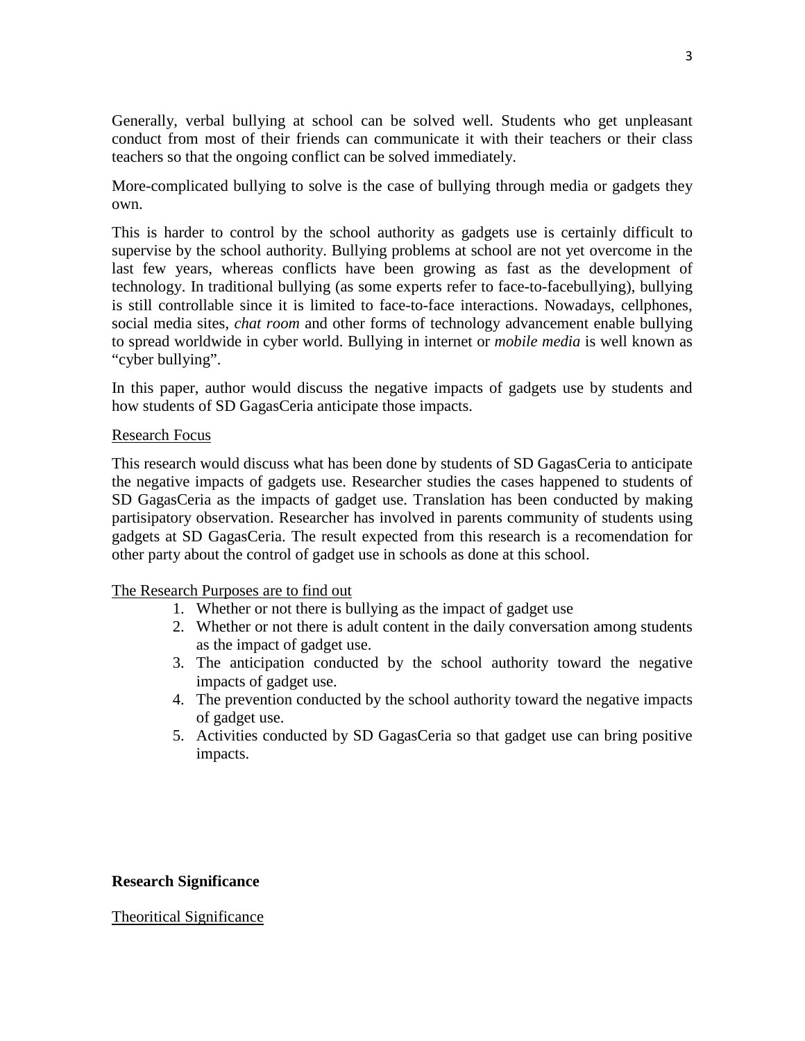Generally, verbal bullying at school can be solved well. Students who get unpleasant conduct from most of their friends can communicate it with their teachers or their class teachers so that the ongoing conflict can be solved immediately.

More-complicated bullying to solve is the case of bullying through media or gadgets they own.

This is harder to control by the school authority as gadgets use is certainly difficult to supervise by the school authority. Bullying problems at school are not yet overcome in the last few years, whereas conflicts have been growing as fast as the development of technology. In traditional bullying (as some experts refer to face-to-facebullying), bullying is still controllable since it is limited to face-to-face interactions. Nowadays, cellphones, social media sites, *chat room* and other forms of technology advancement enable bullying to spread worldwide in cyber world. Bullying in internet or *mobile media* is well known as "cyber bullying".

In this paper, author would discuss the negative impacts of gadgets use by students and how students of SD GagasCeria anticipate those impacts.

<u>Research Focus</u>

This research would discuss what has been done by students of SD GagasCeria to anticipate the negative impacts of gadgets use. Researcher studies the cases happened to students of SD GagasCeria as the impacts of gadget use. Translation has been conducted by making partisipatory observation. Researcher has involved in parents community of students using gadgets at SD GagasCeria. The result expected from this research is a recomendation for other party about the control of gadget use in schools as done at this school.

<u>The Research Purposes are to find out</u>

1. Whether or not there is bullying as the impact of gadget use
2. Whether or not there is adult content in the daily conversation among students as the impact of gadget use.
3. The anticipation conducted by the school authority toward the negative impacts of gadget use.
4. The prevention conducted by the school authority toward the negative impacts of gadget use.
5. Activities conducted by SD GagasCeria so that gadget use can bring positive impacts.

**Research Significance**

<u>Theoritical Significance</u>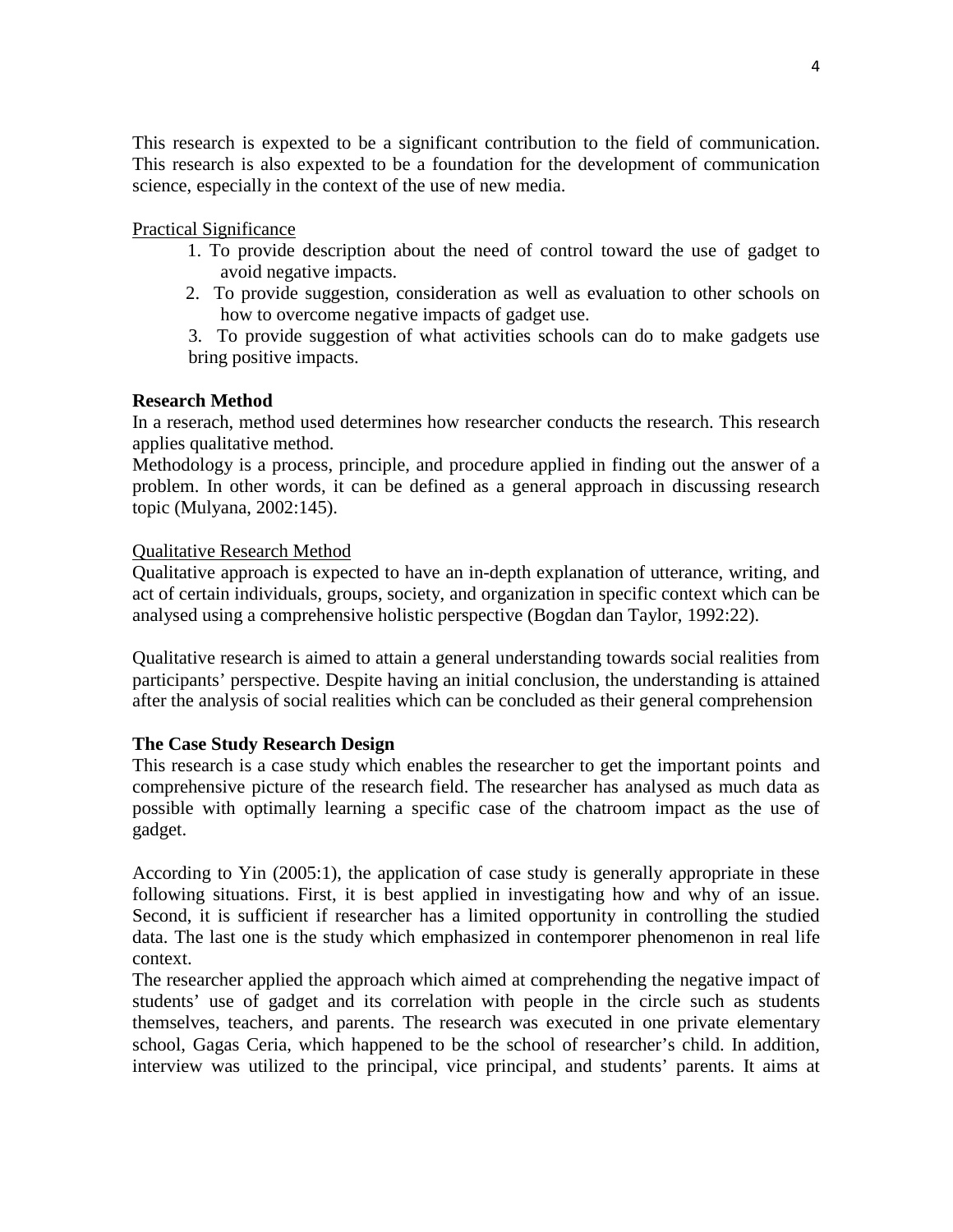This research is expexted to be a significant contribution to the field of communication. This research is also expexted to be a foundation for the development of communication science, especially in the context of the use of new media.

Practical Significance

1. To provide description about the need of control toward the use of gadget to avoid negative impacts.
2. To provide suggestion, consideration as well as evaluation to other schools on how to overcome negative impacts of gadget use.
3. To provide suggestion of what activities schools can do to make gadgets use bring positive impacts.

**Research Method**

In a reserach, method used determines how researcher conducts the research. This research applies qualitative method.

Methodology is a process, principle, and procedure applied in finding out the answer of a problem. In other words, it can be defined as a general approach in discussing research topic (Mulyana, 2002:145).

Qualitative Research Method

Qualitative approach is expected to have an in-depth explanation of utterance, writing, and act of certain individuals, groups, society, and organization in specific context which can be analysed using a comprehensive holistic perspective (Bogdan dan Taylor, 1992:22).

Qualitative research is aimed to attain a general understanding towards social realities from participants' perspective. Despite having an initial conclusion, the understanding is attained after the analysis of social realities which can be concluded as their general comprehension

**The Case Study Research Design**

This research is a case study which enables the researcher to get the important points and comprehensive picture of the research field. The researcher has analysed as much data as possible with optimally learning a specific case of the chatroom impact as the use of gadget.

According to Yin (2005:1), the application of case study is generally appropriate in these following situations. First, it is best applied in investigating how and why of an issue. Second, it is sufficient if researcher has a limited opportunity in controlling the studied data. The last one is the study which emphasized in contemporer phenomenon in real life context.

The researcher applied the approach which aimed at comprehending the negative impact of students' use of gadget and its correlation with people in the circle such as students themselves, teachers, and parents. The research was executed in one private elementary school, Gagas Ceria, which happened to be the school of researcher's child. In addition, interview was utilized to the principal, vice principal, and students' parents. It aims at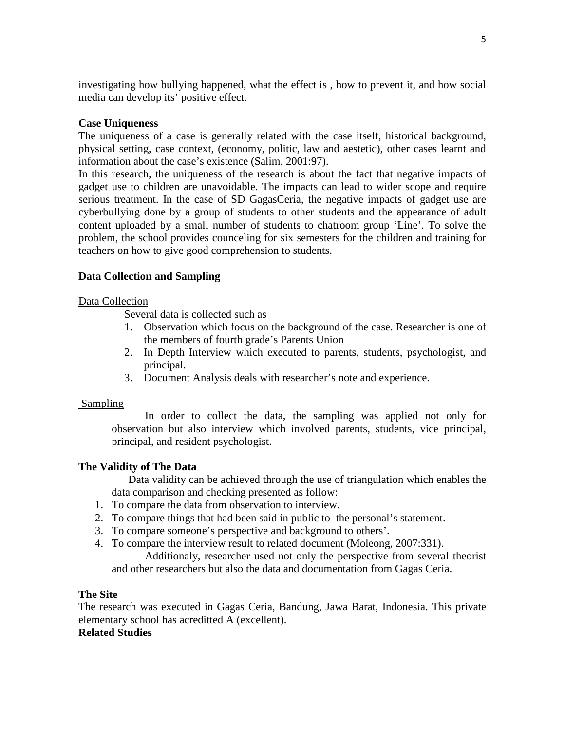investigating how bullying happened, what the effect is , how to prevent it, and how social media can develop its' positive effect.

**Case Uniqueness**

The uniqueness of a case is generally related with the case itself, historical background, physical setting, case context, (economy, politic, law and aestetic), other cases learnt and information about the case's existence (Salim, 2001:97).

In this research, the uniqueness of the research is about the fact that negative impacts of gadget use to children are unavoidable. The impacts can lead to wider scope and require serious treatment. In the case of SD GagasCeria, the negative impacts of gadget use are cyberbullying done by a group of students to other students and the appearance of adult content uploaded by a small number of students to chatroom group 'Line'. To solve the problem, the school provides counceling for six semesters for the children and training for teachers on how to give good comprehension to students.

**Data Collection and Sampling**

Data Collection

Several data is collected such as

1. Observation which focus on the background of the case. Researcher is one of the members of fourth grade's Parents Union
2. In Depth Interview which executed to parents, students, psychologist, and principal.
3. Document Analysis deals with researcher's note and experience.

Sampling

In order to collect the data, the sampling was applied not only for observation but also interview which involved parents, students, vice principal, principal, and resident psychologist.

**The Validity of The Data**

Data validity can be achieved through the use of triangulation which enables the data comparison and checking presented as follow:

1. To compare the data from observation to interview.
2. To compare things that had been said in public to the personal's statement.
3. To compare someone's perspective and background to others'.
4. To compare the interview result to related document (Moleong, 2007:331).

Additionaly, researcher used not only the perspective from several theorist and other researchers but also the data and documentation from Gagas Ceria.

**The Site**

The research was executed in Gagas Ceria, Bandung, Jawa Barat, Indonesia. This private elementary school has acreditted A (excellent).

**Related Studies**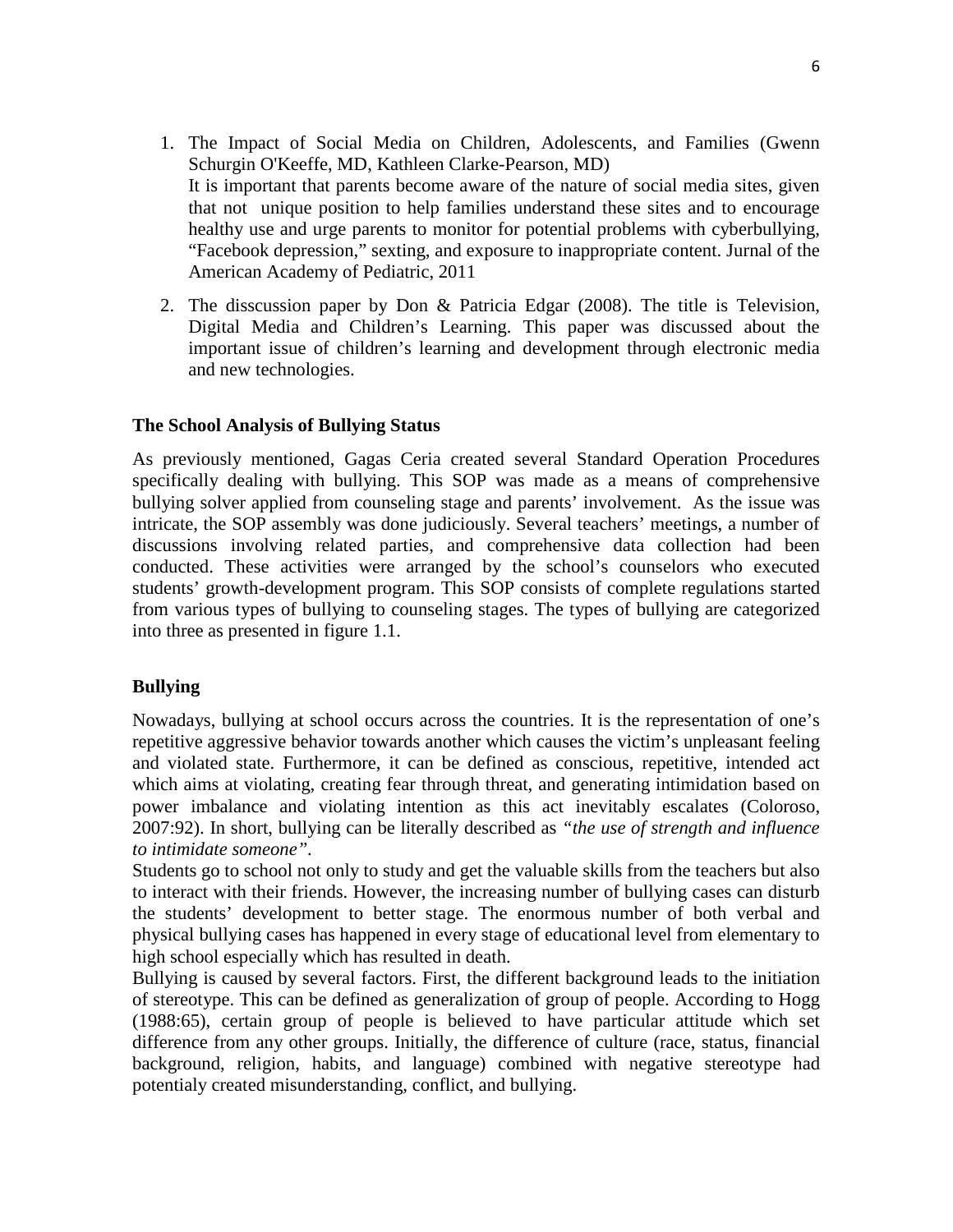1. The Impact of Social Media on Children, Adolescents, and Families (Gwenn Schurgin O'Keeffe, MD, Kathleen Clarke-Pearson, MD)
   It is important that parents become aware of the nature of social media sites, given that not unique position to help families understand these sites and to encourage healthy use and urge parents to monitor for potential problems with cyberbullying, "Facebook depression," sexting, and exposure to inappropriate content. Jurnal of the American Academy of Pediatric, 2011

2. The disscussion paper by Don & Patricia Edgar (2008). The title is Television, Digital Media and Children's Learning. This paper was discussed about the important issue of children's learning and development through electronic media and new technologies.

**The School Analysis of Bullying Status**

As previously mentioned, Gagas Ceria created several Standard Operation Procedures specifically dealing with bullying. This SOP was made as a means of comprehensive bullying solver applied from counseling stage and parents' involvement. As the issue was intricate, the SOP assembly was done judiciously. Several teachers' meetings, a number of discussions involving related parties, and comprehensive data collection had been conducted. These activities were arranged by the school's counselors who executed students' growth-development program. This SOP consists of complete regulations started from various types of bullying to counseling stages. The types of bullying are categorized into three as presented in figure 1.1.

**Bullying**

Nowadays, bullying at school occurs across the countries. It is the representation of one's repetitive aggressive behavior towards another which causes the victim's unpleasant feeling and violated state. Furthermore, it can be defined as conscious, repetitive, intended act which aims at violating, creating fear through threat, and generating intimidation based on power imbalance and violating intention as this act inevitably escalates (Coloroso, 2007:92). In short, bullying can be literally described as *"the use of strength and influence to intimidate someone"*.

Students go to school not only to study and get the valuable skills from the teachers but also to interact with their friends. However, the increasing number of bullying cases can disturb the students' development to better stage. The enormous number of both verbal and physical bullying cases has happened in every stage of educational level from elementary to high school especially which has resulted in death.

Bullying is caused by several factors. First, the different background leads to the initiation of stereotype. This can be defined as generalization of group of people. According to Hogg (1988:65), certain group of people is believed to have particular attitude which set difference from any other groups. Initially, the difference of culture (race, status, financial background, religion, habits, and language) combined with negative stereotype had potentialy created misunderstanding, conflict, and bullying.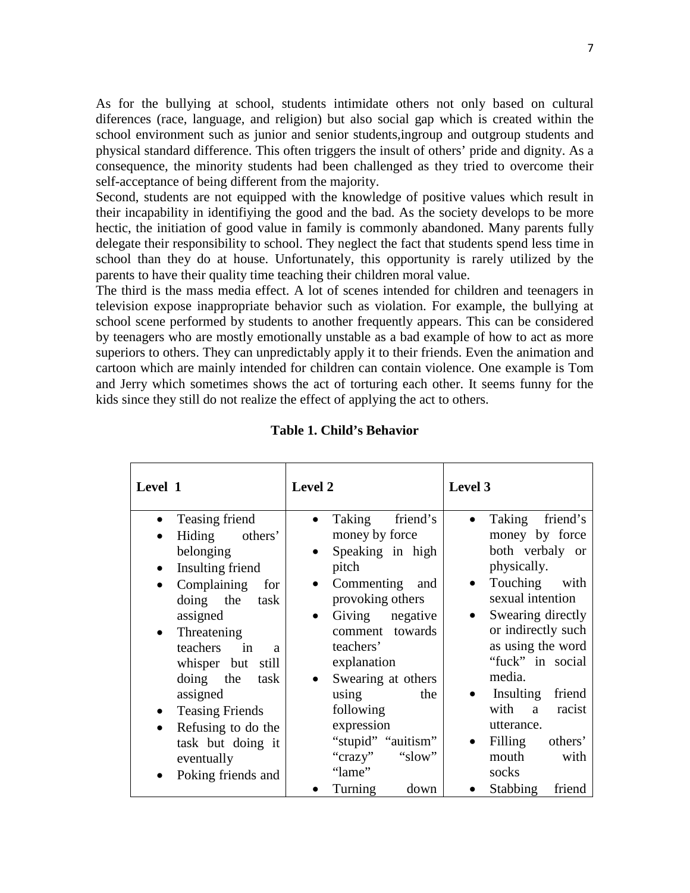As for the bullying at school, students intimidate others not only based on cultural diferences (race, language, and religion) but also social gap which is created within the school environment such as junior and senior students,ingroup and outgroup students and physical standard difference. This often triggers the insult of others' pride and dignity. As a consequence, the minority students had been challenged as they tried to overcome their self-acceptance of being different from the majority.

Second, students are not equipped with the knowledge of positive values which result in their incapability in identifiying the good and the bad. As the society develops to be more hectic, the initiation of good value in family is commonly abandoned. Many parents fully delegate their responsibility to school. They neglect the fact that students spend less time in school than they do at house. Unfortunately, this opportunity is rarely utilized by the parents to have their quality time teaching their children moral value.

The third is the mass media effect. A lot of scenes intended for children and teenagers in television expose inappropriate behavior such as violation. For example, the bullying at school scene performed by students to another frequently appears. This can be considered by teenagers who are mostly emotionally unstable as a bad example of how to act as more superiors to others. They can unpredictably apply it to their friends. Even the animation and cartoon which are mainly intended for children can contain violence. One example is Tom and Jerry which sometimes shows the act of torturing each other. It seems funny for the kids since they still do not realize the effect of applying the act to others.

**Table 1. Child's Behavior**

| Level 1 | Level 2 | Level 3 |
|---|---|---|
| • Teasing friend<br>• Hiding others' belonging<br>• Insulting friend<br>• Complaining for doing the task assigned<br>• Threatening teachers in a whisper but still doing the task assigned<br>• Teasing Friends<br>• Refusing to do the task but doing it eventually<br>• Poking friends and | • Taking friend's money by force<br>• Speaking in high pitch<br>• Commenting and provoking others<br>• Giving negative comment towards teachers' explanation<br>• Swearing at others using the following expression "stupid" "auitism" "crazy" "slow" "lame"<br>• Turning down | • Taking friend's money by force both verbaly or physically.<br>• Touching with sexual intention<br>• Swearing directly or indirectly such as using the word "fuck" in social media.<br>• Insulting friend with a racist utterance.<br>• Filling others' mouth with socks<br>• Stabbing friend |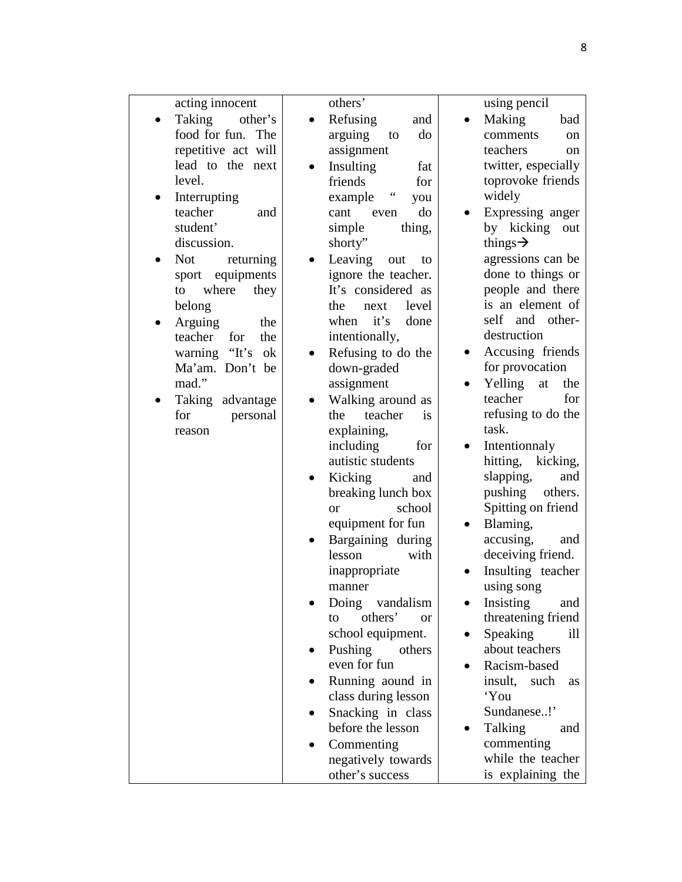| | | |
|---|---|---|
| acting innocent<br>• Taking other's food for fun. The repetitive act will lead to the next level.<br>• Interrupting teacher and student' discussion.<br>• Not returning sport equipments to where they belong<br>• Arguing the teacher for the warning "It's ok Ma'am. Don't be mad."<br>• Taking advantage for personal reason | others'<br>• Refusing and arguing to do assignment<br>• Insulting fat friends for example " you cant even do simple thing, shorty"<br>• Leaving out to ignore the teacher. It's considered as the next level when it's done intentionally,<br>• Refusing to do the down-graded assignment<br>• Walking around as the teacher is explaining, including for autistic students<br>• Kicking and breaking lunch box or school equipment for fun<br>• Bargaining during lesson with inappropriate manner<br>• Doing vandalism to others' or school equipment.<br>• Pushing others even for fun<br>• Running aound in class during lesson<br>• Snacking in class before the lesson<br>• Commenting negatively towards other's success | using pencil<br>• Making bad comments on teachers on twitter, especially toprovoke friends widely<br>• Expressing anger by kicking out things→ agressions can be done to things or people and there is an element of self and other-destruction<br>• Accusing friends for provocation<br>• Yelling at the teacher for refusing to do the task.<br>• Intentionnaly hitting, kicking, slapping, and pushing others. Spitting on friend<br>• Blaming, accusing, and deceiving friend.<br>• Insulting teacher using song<br>• Insisting and threatening friend<br>• Speaking ill about teachers<br>• Racism-based insult, such as 'You Sundanese..!'<br>• Talking and commenting while the teacher is explaining the |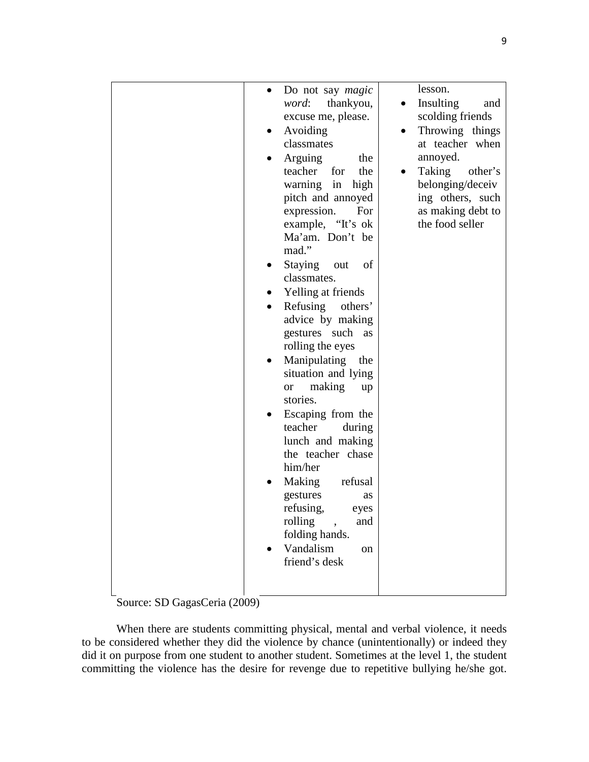| | | |
|---|---|---|
| | • Do not say *magic word*: thankyou, excuse me, please.<br>• Avoiding classmates<br>• Arguing the teacher for the warning in high pitch and annoyed expression. For example, "It's ok Ma'am. Don't be mad."<br>• Staying out of classmates.<br>• Yelling at friends<br>• Refusing others' advice by making gestures such as rolling the eyes<br>• Manipulating the situation and lying or making up stories.<br>• Escaping from the teacher during lunch and making the teacher chase him/her<br>• Making refusal gestures as refusing, eyes rolling , and folding hands.<br>• Vandalism on friend's desk | lesson.<br>• Insulting and scolding friends<br>• Throwing things at teacher when annoyed.<br>• Taking other's belonging/deceiving others, such as making debt to the food seller |

Source: SD GagasCeria (2009)

When there are students committing physical, mental and verbal violence, it needs to be considered whether they did the violence by chance (unintentionally) or indeed they did it on purpose from one student to another student. Sometimes at the level 1, the student committing the violence has the desire for revenge due to repetitive bullying he/she got.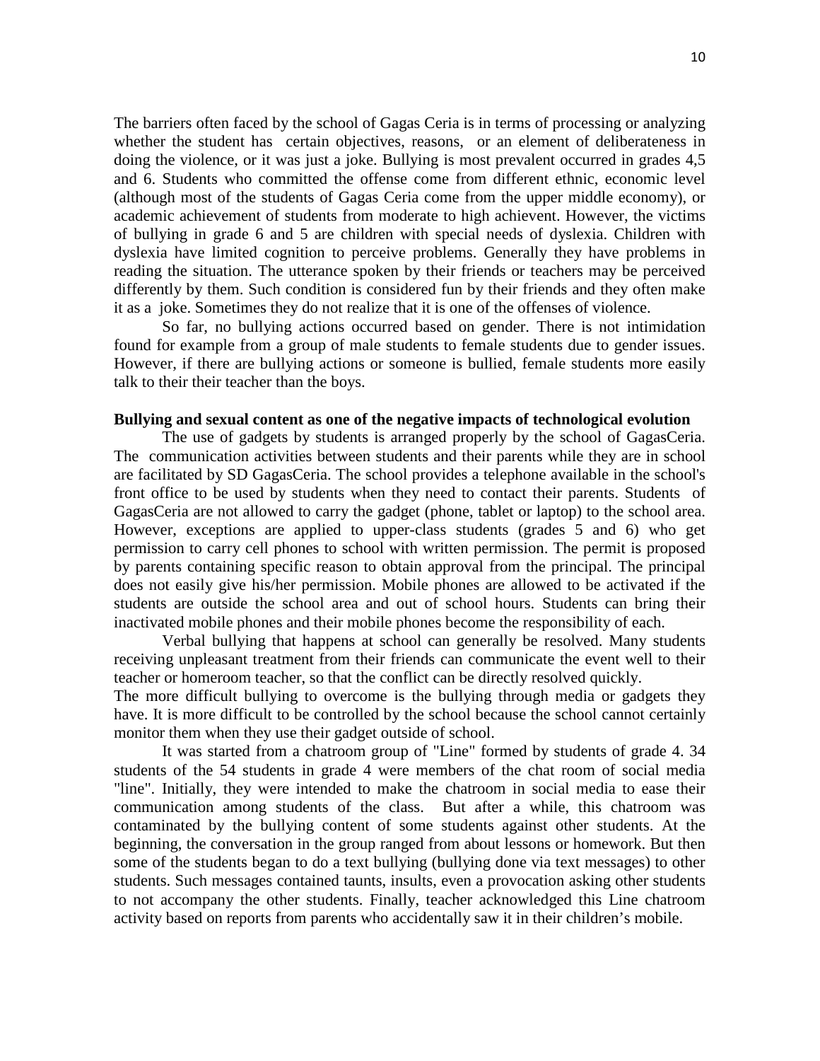The barriers often faced by the school of Gagas Ceria is in terms of processing or analyzing whether the student has certain objectives, reasons, or an element of deliberateness in doing the violence, or it was just a joke. Bullying is most prevalent occurred in grades 4,5 and 6. Students who committed the offense come from different ethnic, economic level (although most of the students of Gagas Ceria come from the upper middle economy), or academic achievement of students from moderate to high achievent. However, the victims of bullying in grade 6 and 5 are children with special needs of dyslexia. Children with dyslexia have limited cognition to perceive problems. Generally they have problems in reading the situation. The utterance spoken by their friends or teachers may be perceived differently by them. Such condition is considered fun by their friends and they often make it as a joke. Sometimes they do not realize that it is one of the offenses of violence.

So far, no bullying actions occurred based on gender. There is not intimidation found for example from a group of male students to female students due to gender issues. However, if there are bullying actions or someone is bullied, female students more easily talk to their their teacher than the boys.

**Bullying and sexual content as one of the negative impacts of technological evolution**

The use of gadgets by students is arranged properly by the school of GagasCeria. The communication activities between students and their parents while they are in school are facilitated by SD GagasCeria. The school provides a telephone available in the school's front office to be used by students when they need to contact their parents. Students of GagasCeria are not allowed to carry the gadget (phone, tablet or laptop) to the school area. However, exceptions are applied to upper-class students (grades 5 and 6) who get permission to carry cell phones to school with written permission. The permit is proposed by parents containing specific reason to obtain approval from the principal. The principal does not easily give his/her permission. Mobile phones are allowed to be activated if the students are outside the school area and out of school hours. Students can bring their inactivated mobile phones and their mobile phones become the responsibility of each.

Verbal bullying that happens at school can generally be resolved. Many students receiving unpleasant treatment from their friends can communicate the event well to their teacher or homeroom teacher, so that the conflict can be directly resolved quickly.
The more difficult bullying to overcome is the bullying through media or gadgets they have. It is more difficult to be controlled by the school because the school cannot certainly monitor them when they use their gadget outside of school.

It was started from a chatroom group of "Line" formed by students of grade 4. 34 students of the 54 students in grade 4 were members of the chat room of social media "line". Initially, they were intended to make the chatroom in social media to ease their communication among students of the class. But after a while, this chatroom was contaminated by the bullying content of some students against other students. At the beginning, the conversation in the group ranged from about lessons or homework. But then some of the students began to do a text bullying (bullying done via text messages) to other students. Such messages contained taunts, insults, even a provocation asking other students to not accompany the other students. Finally, teacher acknowledged this Line chatroom activity based on reports from parents who accidentally saw it in their children's mobile.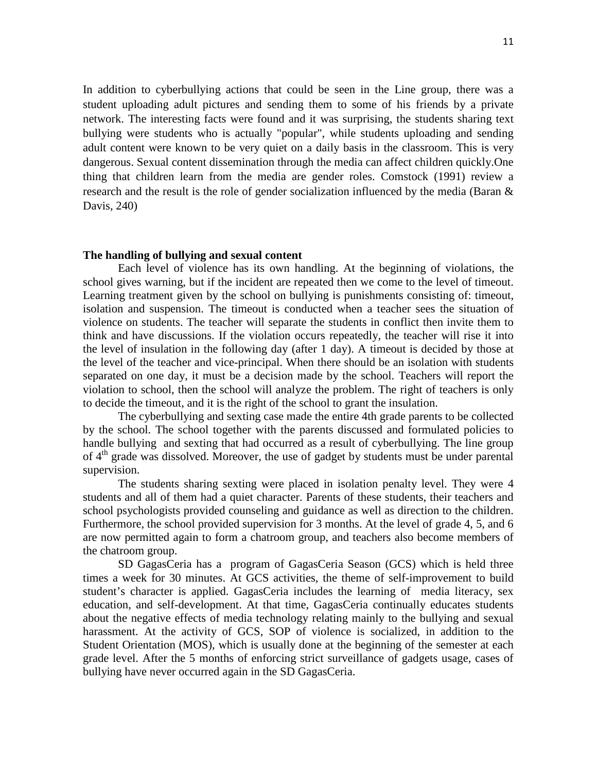In addition to cyberbullying actions that could be seen in the Line group, there was a student uploading adult pictures and sending them to some of his friends by a private network. The interesting facts were found and it was surprising, the students sharing text bullying were students who is actually "popular", while students uploading and sending adult content were known to be very quiet on a daily basis in the classroom. This is very dangerous. Sexual content dissemination through the media can affect children quickly.One thing that children learn from the media are gender roles. Comstock (1991) review a research and the result is the role of gender socialization influenced by the media (Baran & Davis, 240)

**The handling of bullying and sexual content**

Each level of violence has its own handling. At the beginning of violations, the school gives warning, but if the incident are repeated then we come to the level of timeout. Learning treatment given by the school on bullying is punishments consisting of: timeout, isolation and suspension. The timeout is conducted when a teacher sees the situation of violence on students. The teacher will separate the students in conflict then invite them to think and have discussions. If the violation occurs repeatedly, the teacher will rise it into the level of insulation in the following day (after 1 day). A timeout is decided by those at the level of the teacher and vice-principal. When there should be an isolation with students separated on one day, it must be a decision made by the school. Teachers will report the violation to school, then the school will analyze the problem. The right of teachers is only to decide the timeout, and it is the right of the school to grant the insulation.

The cyberbullying and sexting case made the entire 4th grade parents to be collected by the school. The school together with the parents discussed and formulated policies to handle bullying and sexting that had occurred as a result of cyberbullying. The line group of 4th grade was dissolved. Moreover, the use of gadget by students must be under parental supervision.

The students sharing sexting were placed in isolation penalty level. They were 4 students and all of them had a quiet character. Parents of these students, their teachers and school psychologists provided counseling and guidance as well as direction to the children. Furthermore, the school provided supervision for 3 months. At the level of grade 4, 5, and 6 are now permitted again to form a chatroom group, and teachers also become members of the chatroom group.

SD GagasCeria has a program of GagasCeria Season (GCS) which is held three times a week for 30 minutes. At GCS activities, the theme of self-improvement to build student's character is applied. GagasCeria includes the learning of media literacy, sex education, and self-development. At that time, GagasCeria continually educates students about the negative effects of media technology relating mainly to the bullying and sexual harassment. At the activity of GCS, SOP of violence is socialized, in addition to the Student Orientation (MOS), which is usually done at the beginning of the semester at each grade level. After the 5 months of enforcing strict surveillance of gadgets usage, cases of bullying have never occurred again in the SD GagasCeria.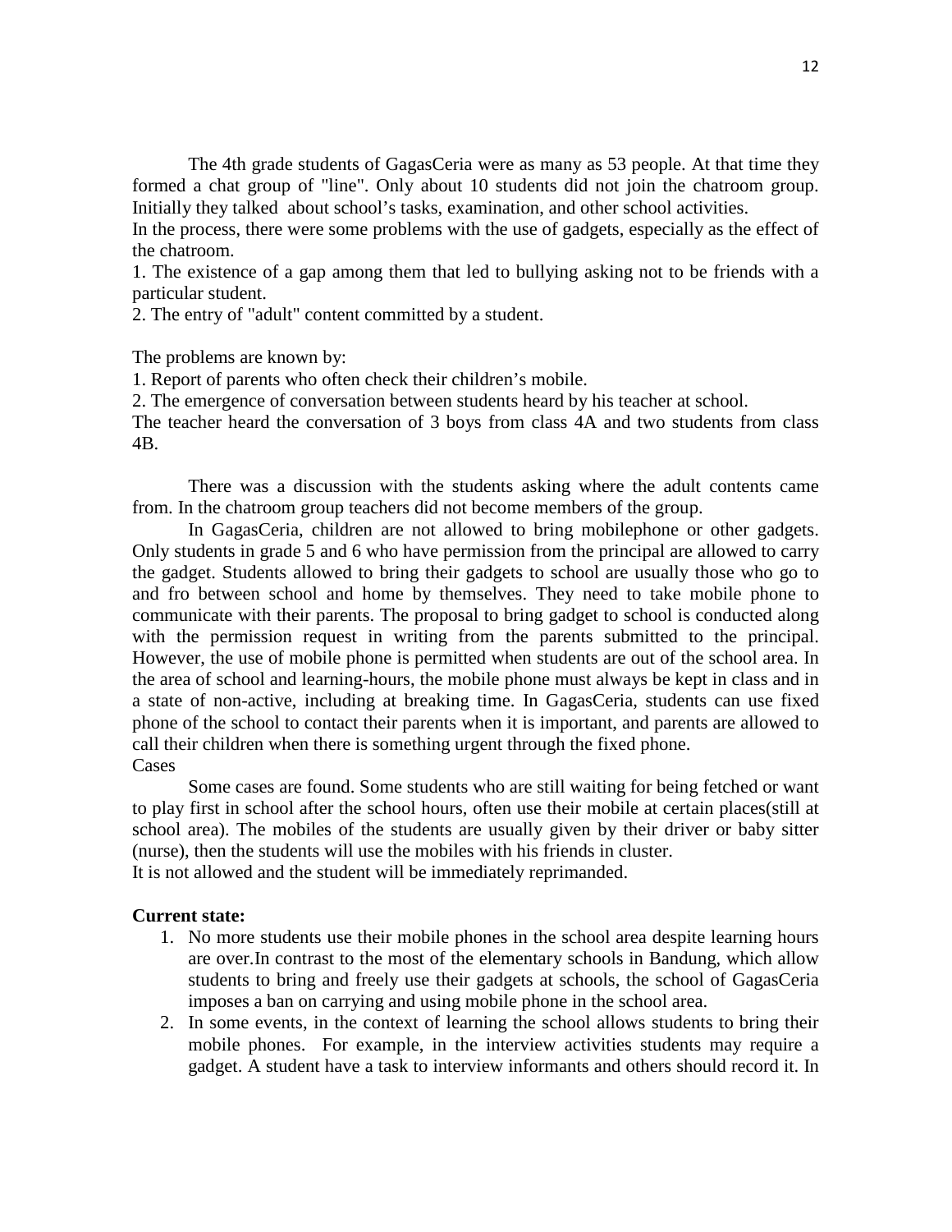The 4th grade students of GagasCeria were as many as 53 people. At that time they formed a chat group of "line". Only about 10 students did not join the chatroom group. Initially they talked about school's tasks, examination, and other school activities.
In the process, there were some problems with the use of gadgets, especially as the effect of the chatroom.

1. The existence of a gap among them that led to bullying asking not to be friends with a particular student.
2. The entry of "adult" content committed by a student.

The problems are known by:

1. Report of parents who often check their children's mobile.
2. The emergence of conversation between students heard by his teacher at school.

The teacher heard the conversation of 3 boys from class 4A and two students from class 4B.

There was a discussion with the students asking where the adult contents came from. In the chatroom group teachers did not become members of the group.

In GagasCeria, children are not allowed to bring mobilephone or other gadgets. Only students in grade 5 and 6 who have permission from the principal are allowed to carry the gadget. Students allowed to bring their gadgets to school are usually those who go to and fro between school and home by themselves. They need to take mobile phone to communicate with their parents. The proposal to bring gadget to school is conducted along with the permission request in writing from the parents submitted to the principal. However, the use of mobile phone is permitted when students are out of the school area. In the area of school and learning-hours, the mobile phone must always be kept in class and in a state of non-active, including at breaking time. In GagasCeria, students can use fixed phone of the school to contact their parents when it is important, and parents are allowed to call their children when there is something urgent through the fixed phone.

Cases

Some cases are found. Some students who are still waiting for being fetched or want to play first in school after the school hours, often use their mobile at certain places(still at school area). The mobiles of the students are usually given by their driver or baby sitter (nurse), then the students will use the mobiles with his friends in cluster.
It is not allowed and the student will be immediately reprimanded.

**Current state:**

1. No more students use their mobile phones in the school area despite learning hours are over.In contrast to the most of the elementary schools in Bandung, which allow students to bring and freely use their gadgets at schools, the school of GagasCeria imposes a ban on carrying and using mobile phone in the school area.
2. In some events, in the context of learning the school allows students to bring their mobile phones. For example, in the interview activities students may require a gadget. A student have a task to interview informants and others should record it. In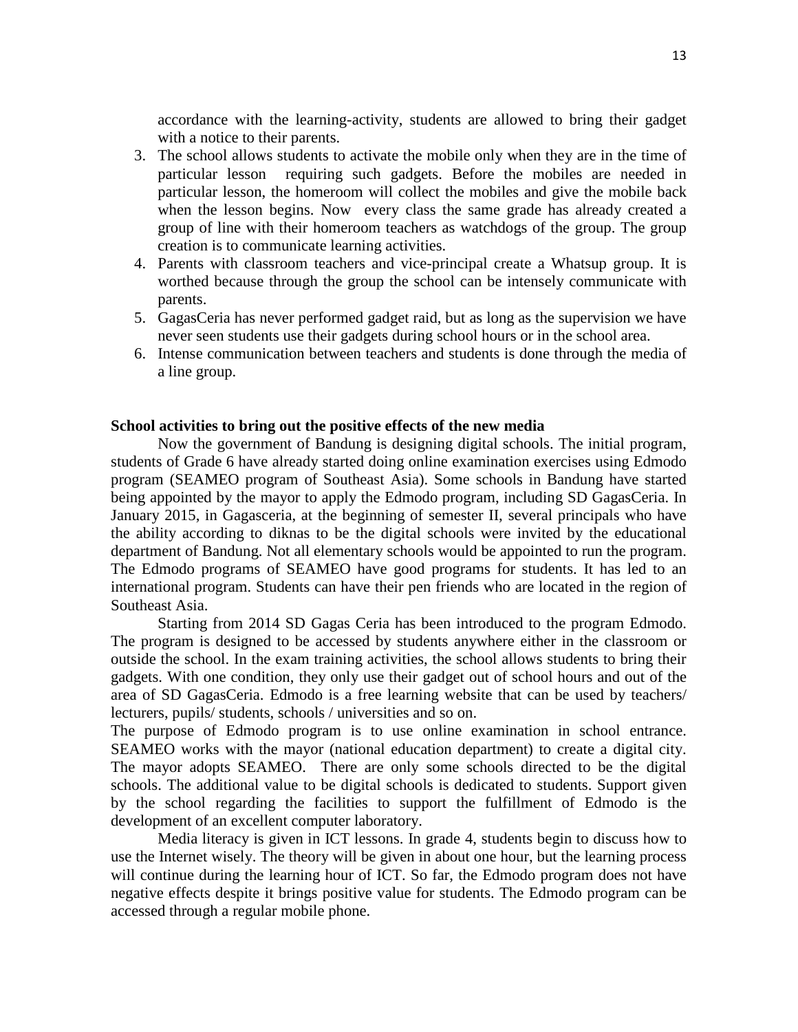accordance with the learning-activity, students are allowed to bring their gadget with a notice to their parents.

3. The school allows students to activate the mobile only when they are in the time of particular lesson requiring such gadgets. Before the mobiles are needed in particular lesson, the homeroom will collect the mobiles and give the mobile back when the lesson begins. Now every class the same grade has already created a group of line with their homeroom teachers as watchdogs of the group. The group creation is to communicate learning activities.
4. Parents with classroom teachers and vice-principal create a Whatsup group. It is worthed because through the group the school can be intensely communicate with parents.
5. GagasCeria has never performed gadget raid, but as long as the supervision we have never seen students use their gadgets during school hours or in the school area.
6. Intense communication between teachers and students is done through the media of a line group.

**School activities to bring out the positive effects of the new media**

Now the government of Bandung is designing digital schools. The initial program, students of Grade 6 have already started doing online examination exercises using Edmodo program (SEAMEO program of Southeast Asia). Some schools in Bandung have started being appointed by the mayor to apply the Edmodo program, including SD GagasCeria. In January 2015, in Gagasceria, at the beginning of semester II, several principals who have the ability according to diknas to be the digital schools were invited by the educational department of Bandung. Not all elementary schools would be appointed to run the program. The Edmodo programs of SEAMEO have good programs for students. It has led to an international program. Students can have their pen friends who are located in the region of Southeast Asia.

Starting from 2014 SD Gagas Ceria has been introduced to the program Edmodo. The program is designed to be accessed by students anywhere either in the classroom or outside the school. In the exam training activities, the school allows students to bring their gadgets. With one condition, they only use their gadget out of school hours and out of the area of SD GagasCeria. Edmodo is a free learning website that can be used by teachers/ lecturers, pupils/ students, schools / universities and so on.

The purpose of Edmodo program is to use online examination in school entrance. SEAMEO works with the mayor (national education department) to create a digital city. The mayor adopts SEAMEO. There are only some schools directed to be the digital schools. The additional value to be digital schools is dedicated to students. Support given by the school regarding the facilities to support the fulfillment of Edmodo is the development of an excellent computer laboratory.

Media literacy is given in ICT lessons. In grade 4, students begin to discuss how to use the Internet wisely. The theory will be given in about one hour, but the learning process will continue during the learning hour of ICT. So far, the Edmodo program does not have negative effects despite it brings positive value for students. The Edmodo program can be accessed through a regular mobile phone.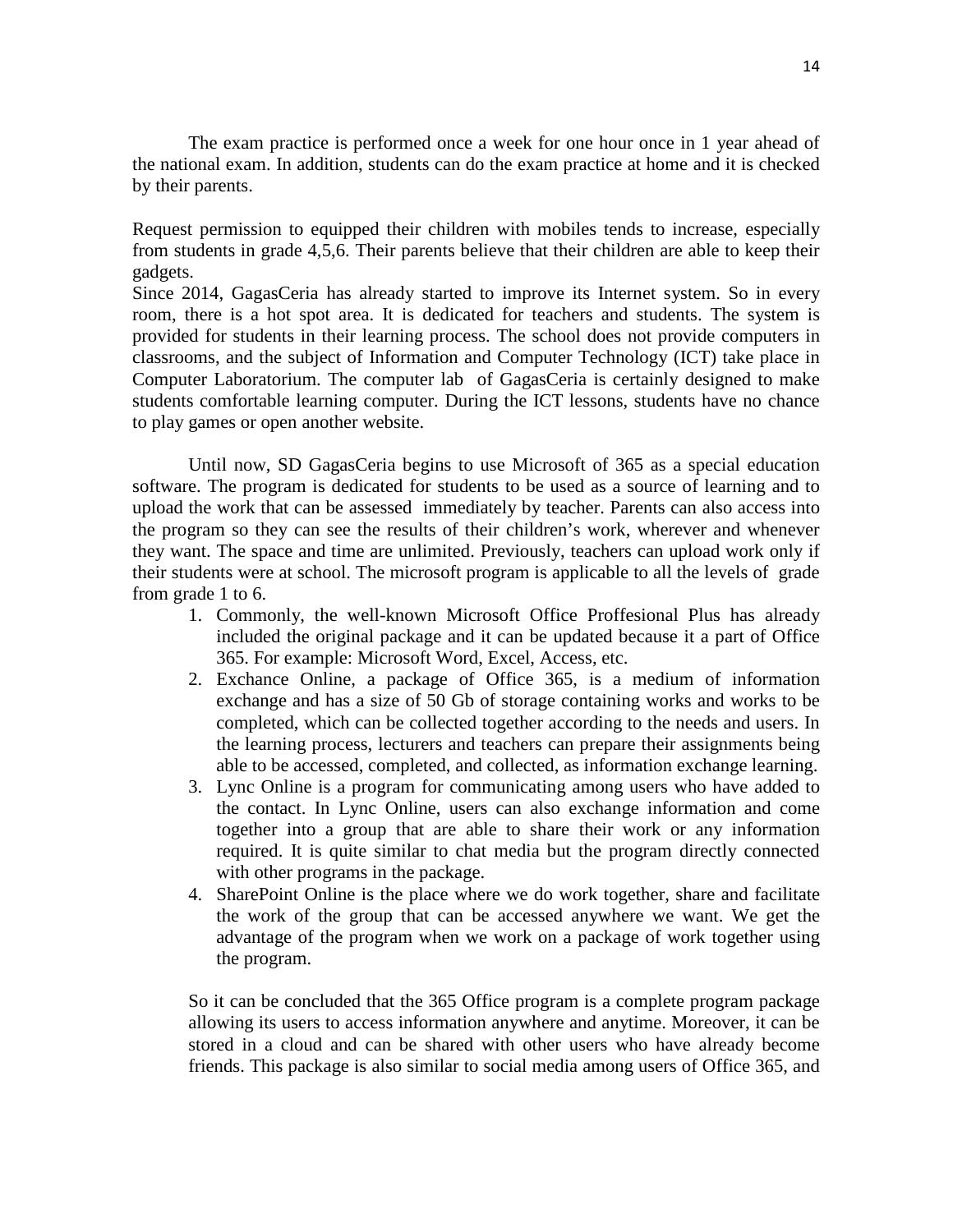The exam practice is performed once a week for one hour once in 1 year ahead of the national exam. In addition, students can do the exam practice at home and it is checked by their parents.

Request permission to equipped their children with mobiles tends to increase, especially from students in grade 4,5,6. Their parents believe that their children are able to keep their gadgets.
Since 2014, GagasCeria has already started to improve its Internet system. So in every room, there is a hot spot area. It is dedicated for teachers and students. The system is provided for students in their learning process. The school does not provide computers in classrooms, and the subject of Information and Computer Technology (ICT) take place in Computer Laboratorium. The computer lab of GagasCeria is certainly designed to make students comfortable learning computer. During the ICT lessons, students have no chance to play games or open another website.

Until now, SD GagasCeria begins to use Microsoft of 365 as a special education software. The program is dedicated for students to be used as a source of learning and to upload the work that can be assessed immediately by teacher. Parents can also access into the program so they can see the results of their children's work, wherever and whenever they want. The space and time are unlimited. Previously, teachers can upload work only if their students were at school. The microsoft program is applicable to all the levels of grade from grade 1 to 6.

1. Commonly, the well-known Microsoft Office Proffesional Plus has already included the original package and it can be updated because it a part of Office 365. For example: Microsoft Word, Excel, Access, etc.
2. Exchance Online, a package of Office 365, is a medium of information exchange and has a size of 50 Gb of storage containing works and works to be completed, which can be collected together according to the needs and users. In the learning process, lecturers and teachers can prepare their assignments being able to be accessed, completed, and collected, as information exchange learning.
3. Lync Online is a program for communicating among users who have added to the contact. In Lync Online, users can also exchange information and come together into a group that are able to share their work or any information required. It is quite similar to chat media but the program directly connected with other programs in the package.
4. SharePoint Online is the place where we do work together, share and facilitate the work of the group that can be accessed anywhere we want. We get the advantage of the program when we work on a package of work together using the program.

So it can be concluded that the 365 Office program is a complete program package allowing its users to access information anywhere and anytime. Moreover, it can be stored in a cloud and can be shared with other users who have already become friends. This package is also similar to social media among users of Office 365, and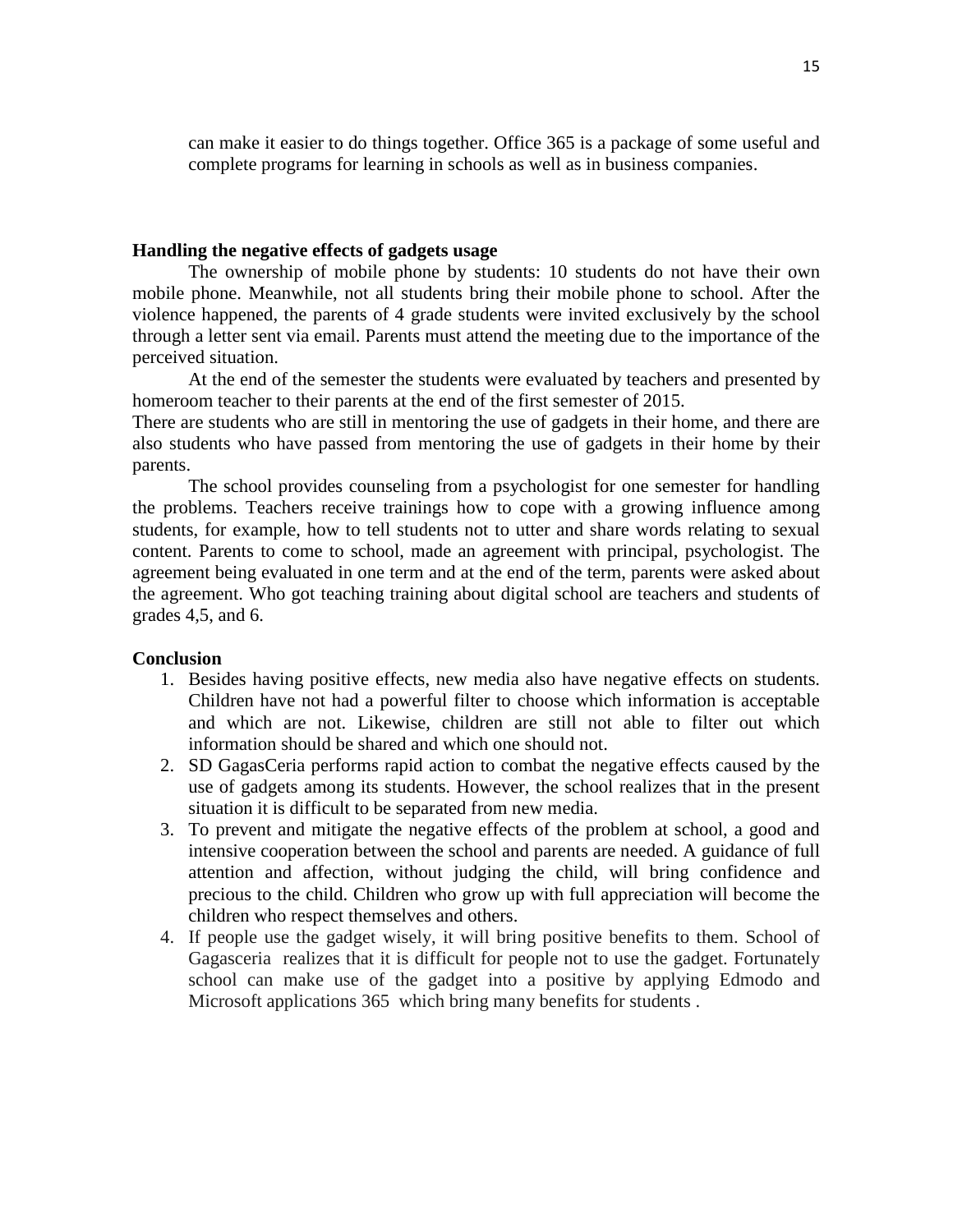can make it easier to do things together. Office 365 is a package of some useful and complete programs for learning in schools as well as in business companies.

**Handling the negative effects of gadgets usage**

The ownership of mobile phone by students: 10 students do not have their own mobile phone. Meanwhile, not all students bring their mobile phone to school. After the violence happened, the parents of 4 grade students were invited exclusively by the school through a letter sent via email. Parents must attend the meeting due to the importance of the perceived situation.

At the end of the semester the students were evaluated by teachers and presented by homeroom teacher to their parents at the end of the first semester of 2015.

There are students who are still in mentoring the use of gadgets in their home, and there are also students who have passed from mentoring the use of gadgets in their home by their parents.

The school provides counseling from a psychologist for one semester for handling the problems. Teachers receive trainings how to cope with a growing influence among students, for example, how to tell students not to utter and share words relating to sexual content. Parents to come to school, made an agreement with principal, psychologist. The agreement being evaluated in one term and at the end of the term, parents were asked about the agreement. Who got teaching training about digital school are teachers and students of grades 4,5, and 6.

**Conclusion**

1. Besides having positive effects, new media also have negative effects on students. Children have not had a powerful filter to choose which information is acceptable and which are not. Likewise, children are still not able to filter out which information should be shared and which one should not.
2. SD GagasCeria performs rapid action to combat the negative effects caused by the use of gadgets among its students. However, the school realizes that in the present situation it is difficult to be separated from new media.
3. To prevent and mitigate the negative effects of the problem at school, a good and intensive cooperation between the school and parents are needed. A guidance of full attention and affection, without judging the child, will bring confidence and precious to the child. Children who grow up with full appreciation will become the children who respect themselves and others.
4. If people use the gadget wisely, it will bring positive benefits to them. School of Gagasceria realizes that it is difficult for people not to use the gadget. Fortunately school can make use of the gadget into a positive by applying Edmodo and Microsoft applications 365 which bring many benefits for students .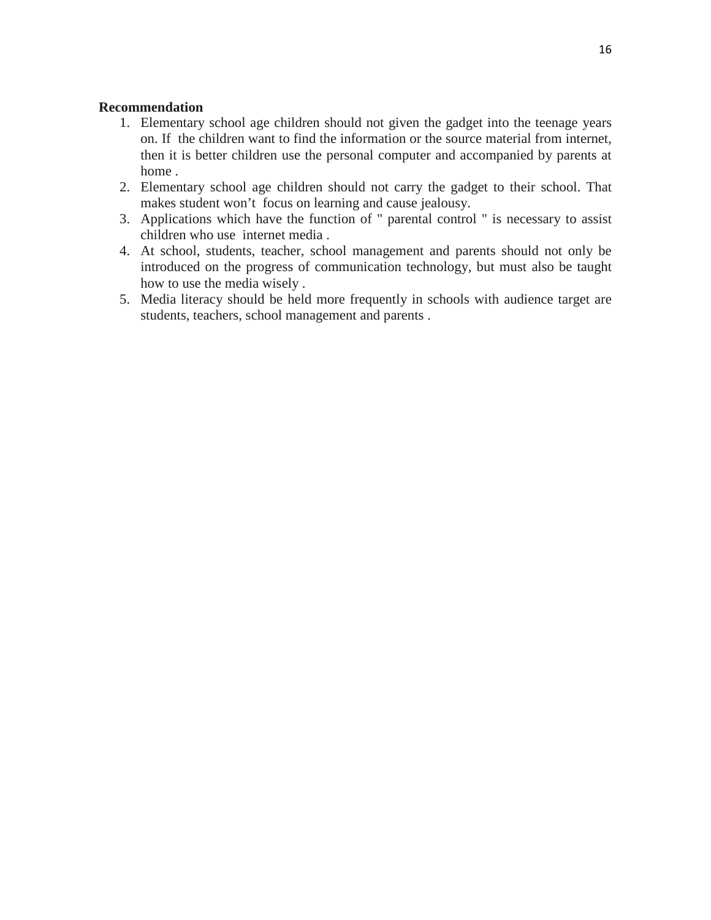**Recommendation**

1. Elementary school age children should not given the gadget into the teenage years on. If the children want to find the information or the source material from internet, then it is better children use the personal computer and accompanied by parents at home .
2. Elementary school age children should not carry the gadget to their school. That makes student won't focus on learning and cause jealousy.
3. Applications which have the function of " parental control " is necessary to assist children who use internet media .
4. At school, students, teacher, school management and parents should not only be introduced on the progress of communication technology, but must also be taught how to use the media wisely .
5. Media literacy should be held more frequently in schools with audience target are students, teachers, school management and parents .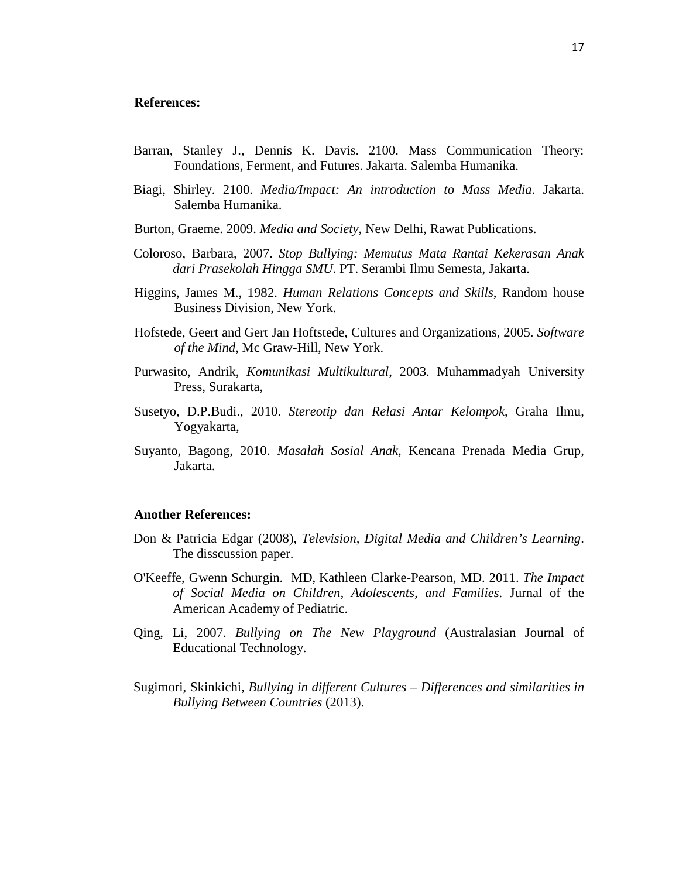**References:**

Barran, Stanley J., Dennis K. Davis. 2100. Mass Communication Theory: Foundations, Ferment, and Futures. Jakarta. Salemba Humanika.

Biagi, Shirley. 2100. *Media/Impact: An introduction to Mass Media*. Jakarta. Salemba Humanika.

Burton, Graeme. 2009. *Media and Society*, New Delhi, Rawat Publications.

Coloroso, Barbara, 2007. *Stop Bullying: Memutus Mata Rantai Kekerasan Anak dari Prasekolah Hingga SMU*. PT. Serambi Ilmu Semesta, Jakarta.

Higgins, James M., 1982. *Human Relations Concepts and Skills*, Random house Business Division, New York.

Hofstede, Geert and Gert Jan Hoftstede, Cultures and Organizations, 2005. *Software of the Mind*, Mc Graw-Hill, New York.

Purwasito, Andrik, *Komunikasi Multikultural*, 2003. Muhammadyah University Press, Surakarta,

Susetyo, D.P.Budi., 2010. *Stereotip dan Relasi Antar Kelompok*, Graha Ilmu, Yogyakarta,

Suyanto, Bagong, 2010. *Masalah Sosial Anak*, Kencana Prenada Media Grup, Jakarta.

**Another References:**

Don & Patricia Edgar (2008), *Television, Digital Media and Children's Learning*. The disscussion paper.

O'Keeffe, Gwenn Schurgin. MD, Kathleen Clarke-Pearson, MD. 2011. *The Impact of Social Media on Children, Adolescents, and Families*. Jurnal of the American Academy of Pediatric.

Qing, Li, 2007. *Bullying on The New Playground* (Australasian Journal of Educational Technology.

Sugimori, Skinkichi, *Bullying in different Cultures – Differences and similarities in Bullying Between Countries* (2013).